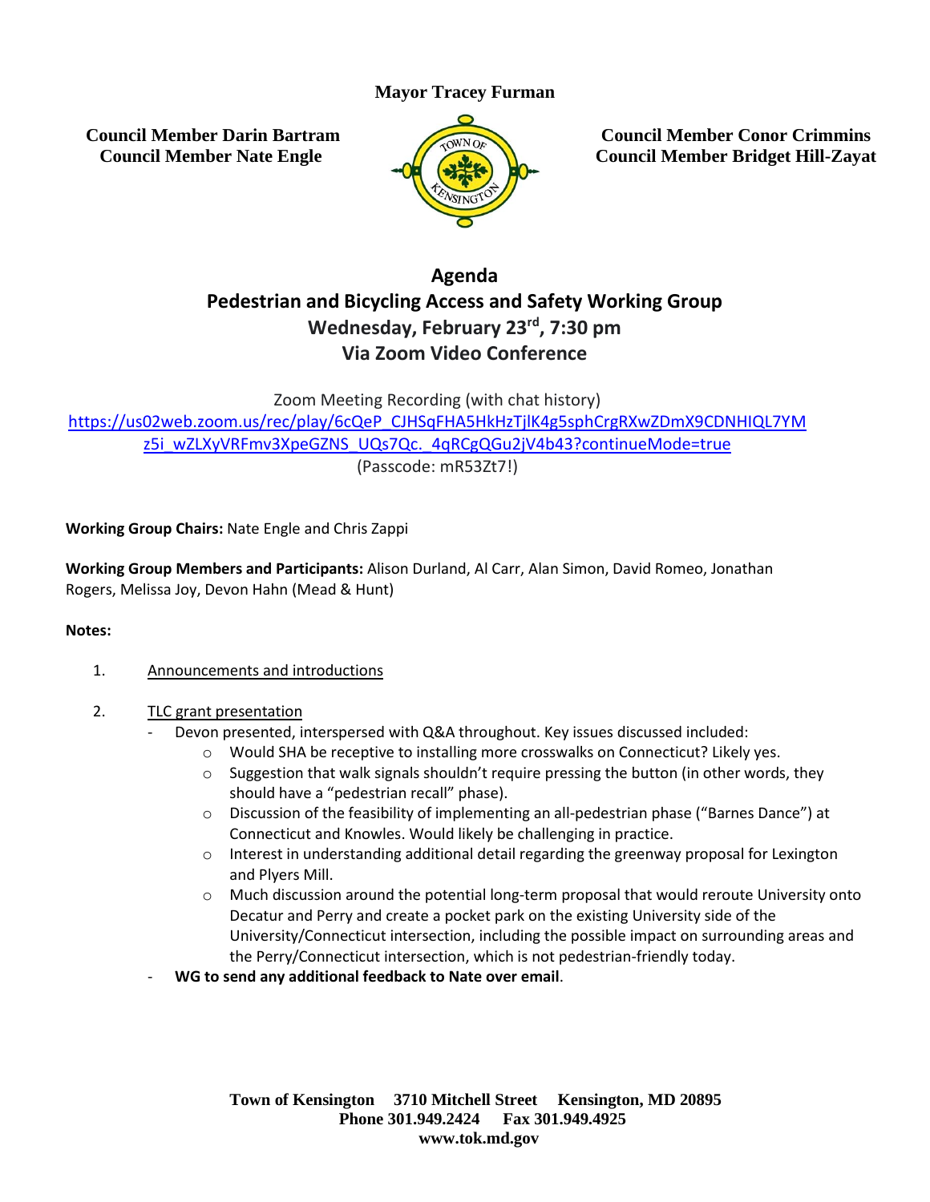**Mayor Tracey Furman**

**Council Member Darin Bartram**
**Council Member Nate Engle**

**Council Member Conor Crimmins**
**Council Member Bridget Hill-Zayat**

# Agenda
## Pedestrian and Bicycling Access and Safety Working Group
## Wednesday, February 23rd, 7:30 pm
## Via Zoom Video Conference

Zoom Meeting Recording (with chat history)
https://us02web.zoom.us/rec/play/6cQeP_CJHSqFHA5HkHzTjlK4g5sphCrgRXwZDmX9CDNHlQL7YMz5i_wZLXyVRFmv3XpeGZNS_UQs7Qc._4qRCgQGu2jV4b43?continueMode=true
(Passcode: mR53Zt7!)

**Working Group Chairs:** Nate Engle and Chris Zappi

**Working Group Members and Participants:** Alison Durland, Al Carr, Alan Simon, David Romeo, Jonathan Rogers, Melissa Joy, Devon Hahn (Mead & Hunt)

**Notes:**

1. Announcements and introductions

2. TLC grant presentation
   - Devon presented, interspersed with Q&A throughout. Key issues discussed included:
     - Would SHA be receptive to installing more crosswalks on Connecticut? Likely yes.
     - Suggestion that walk signals shouldn't require pressing the button (in other words, they should have a "pedestrian recall" phase).
     - Discussion of the feasibility of implementing an all-pedestrian phase ("Barnes Dance") at Connecticut and Knowles. Would likely be challenging in practice.
     - Interest in understanding additional detail regarding the greenway proposal for Lexington and Plyers Mill.
     - Much discussion around the potential long-term proposal that would reroute University onto Decatur and Perry and create a pocket park on the existing University side of the University/Connecticut intersection, including the possible impact on surrounding areas and the Perry/Connecticut intersection, which is not pedestrian-friendly today.
   - **WG to send any additional feedback to Nate over email**.

Town of Kensington 3710 Mitchell Street Kensington, MD 20895
Phone 301.949.2424 Fax 301.949.4925
www.tok.md.gov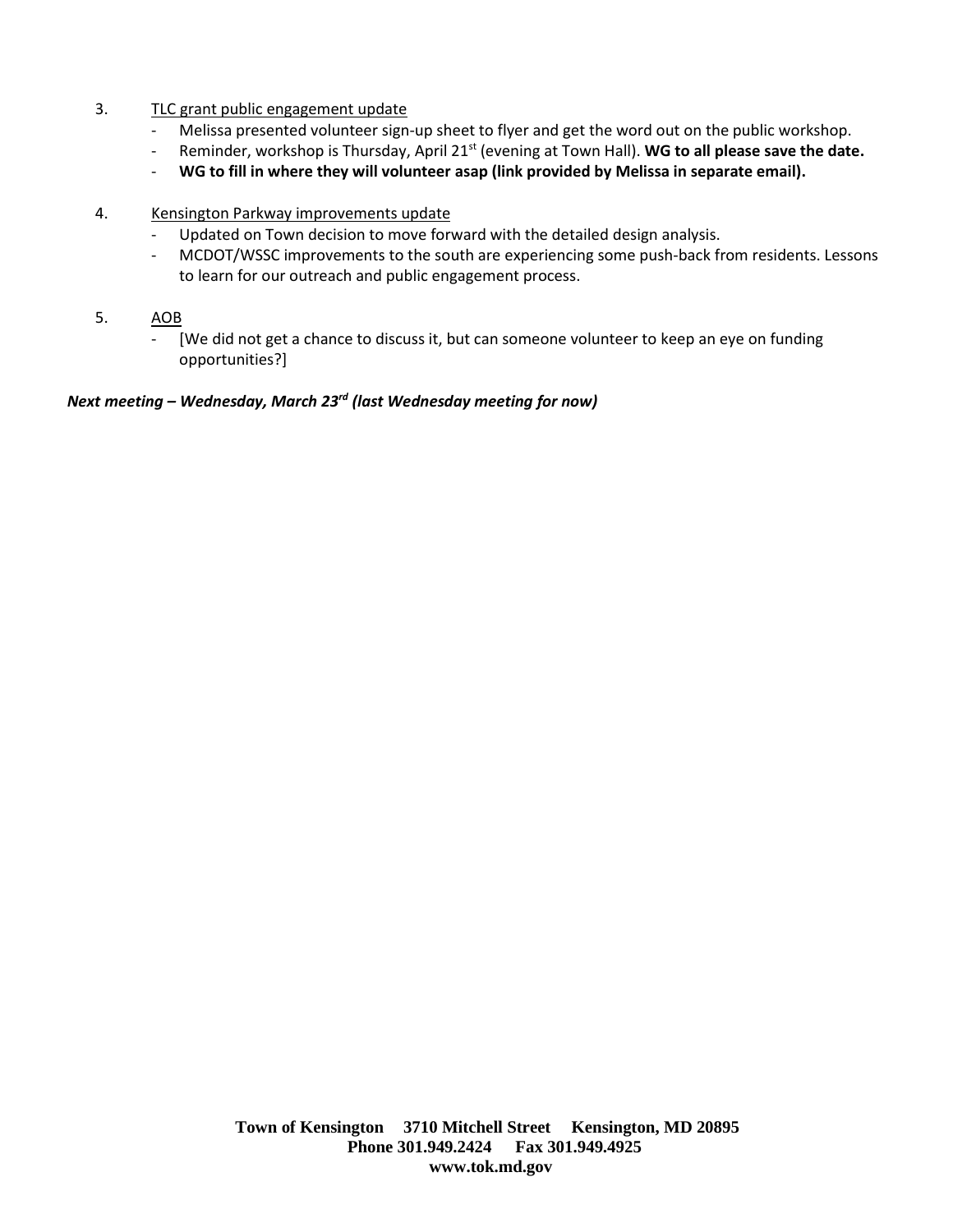3. <u>TLC grant public engagement update</u>
   - Melissa presented volunteer sign-up sheet to flyer and get the word out on the public workshop.
   - Reminder, workshop is Thursday, April 21st (evening at Town Hall). **WG to all please save the date.**
   - **WG to fill in where they will volunteer asap (link provided by Melissa in separate email).**

4. <u>Kensington Parkway improvements update</u>
   - Updated on Town decision to move forward with the detailed design analysis.
   - MCDOT/WSSC improvements to the south are experiencing some push-back from residents. Lessons to learn for our outreach and public engagement process.

5. <u>AOB</u>
   - [We did not get a chance to discuss it, but can someone volunteer to keep an eye on funding opportunities?]

***Next meeting – Wednesday, March 23rd (last Wednesday meeting for now)***

**Town of Kensington 3710 Mitchell Street Kensington, MD 20895**
**Phone 301.949.2424 Fax 301.949.4925**
**www.tok.md.gov**